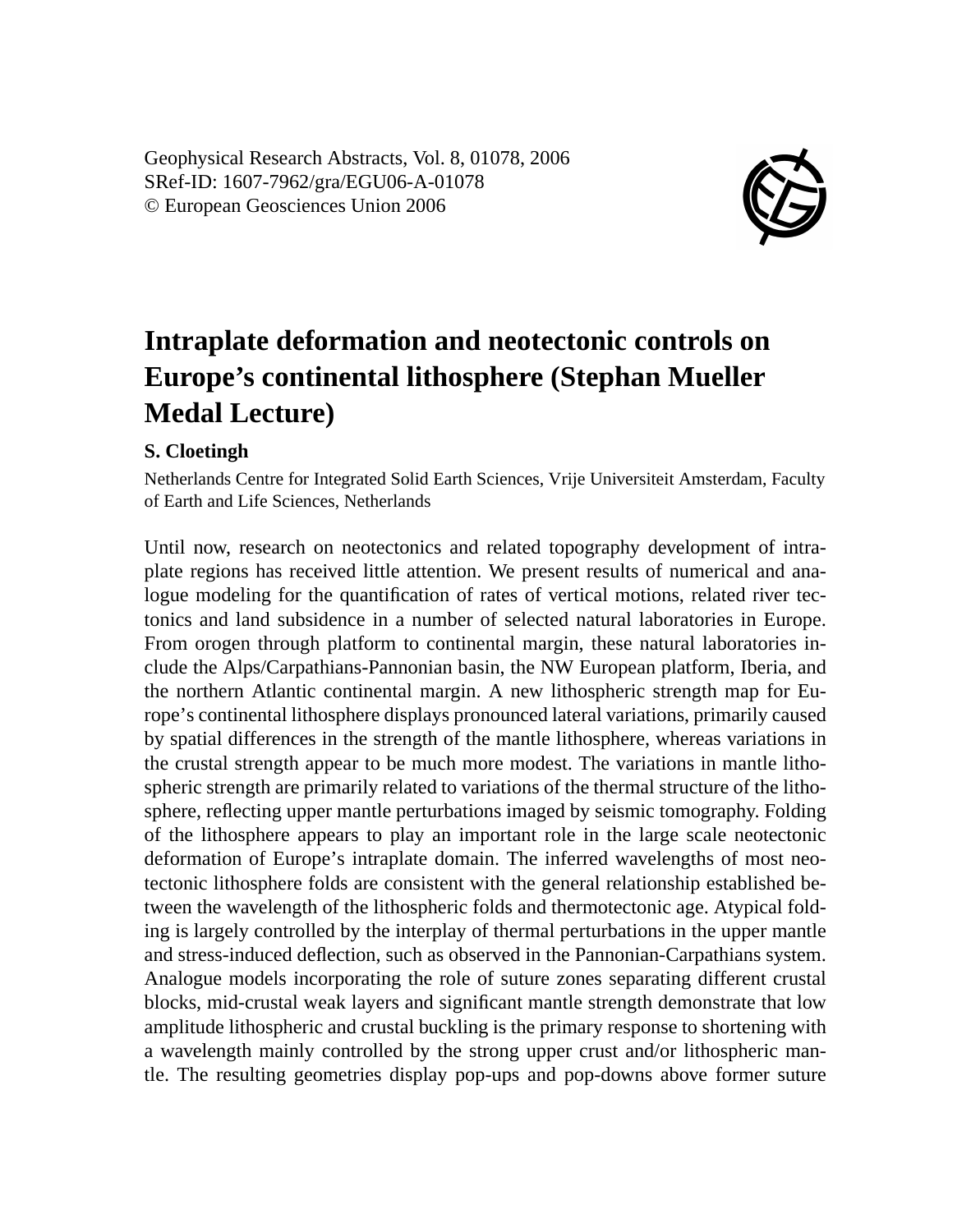Geophysical Research Abstracts, Vol. 8, 01078, 2006
SRef-ID: 1607-7962/gra/EGU06-A-01078
© European Geosciences Union 2006

# Intraplate deformation and neotectonic controls on Europe's continental lithosphere (Stephan Mueller Medal Lecture)

**S. Cloetingh**

Netherlands Centre for Integrated Solid Earth Sciences, Vrije Universiteit Amsterdam, Faculty of Earth and Life Sciences, Netherlands

Until now, research on neotectonics and related topography development of intraplate regions has received little attention. We present results of numerical and analogue modeling for the quantification of rates of vertical motions, related river tectonics and land subsidence in a number of selected natural laboratories in Europe. From orogen through platform to continental margin, these natural laboratories include the Alps/Carpathians-Pannonian basin, the NW European platform, Iberia, and the northern Atlantic continental margin. A new lithospheric strength map for Europe's continental lithosphere displays pronounced lateral variations, primarily caused by spatial differences in the strength of the mantle lithosphere, whereas variations in the crustal strength appear to be much more modest. The variations in mantle lithospheric strength are primarily related to variations of the thermal structure of the lithosphere, reflecting upper mantle perturbations imaged by seismic tomography. Folding of the lithosphere appears to play an important role in the large scale neotectonic deformation of Europe's intraplate domain. The inferred wavelengths of most neotectonic lithosphere folds are consistent with the general relationship established between the wavelength of the lithospheric folds and thermotectonic age. Atypical folding is largely controlled by the interplay of thermal perturbations in the upper mantle and stress-induced deflection, such as observed in the Pannonian-Carpathians system. Analogue models incorporating the role of suture zones separating different crustal blocks, mid-crustal weak layers and significant mantle strength demonstrate that low amplitude lithospheric and crustal buckling is the primary response to shortening with a wavelength mainly controlled by the strong upper crust and/or lithospheric mantle. The resulting geometries display pop-ups and pop-downs above former suture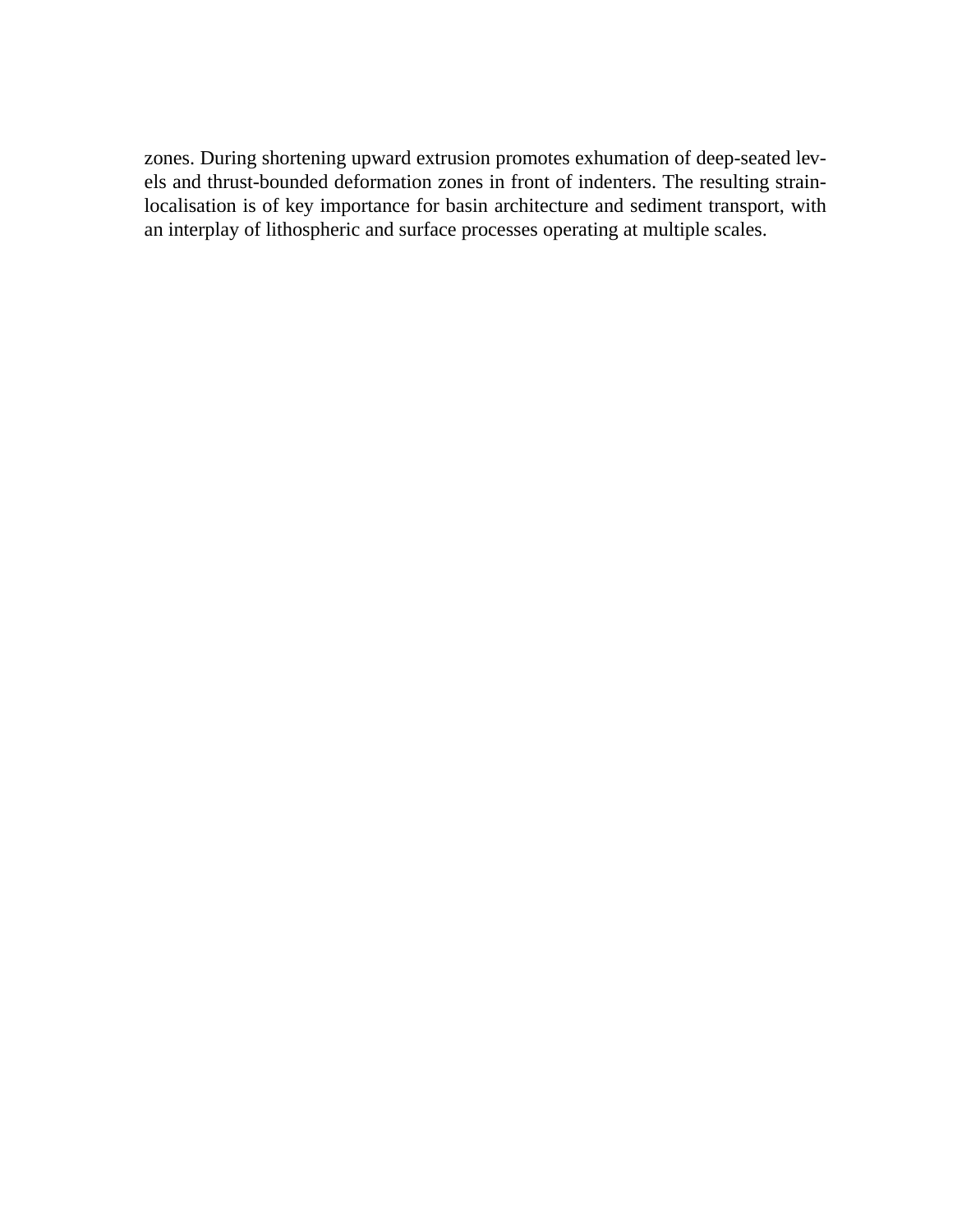zones. During shortening upward extrusion promotes exhumation of deep-seated levels and thrust-bounded deformation zones in front of indenters. The resulting strain-localisation is of key importance for basin architecture and sediment transport, with an interplay of lithospheric and surface processes operating at multiple scales.